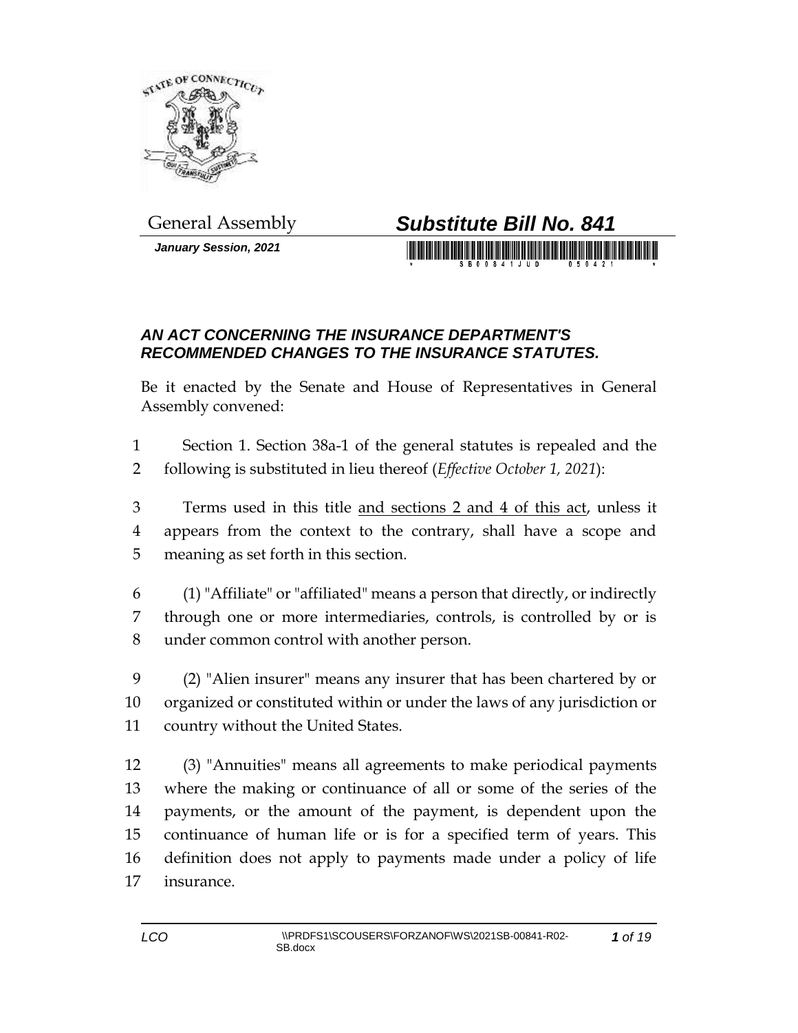General Assembly

# *Substitute Bill No. 841*

***January Session, 2021***

## *AN ACT CONCERNING THE INSURANCE DEPARTMENT'S RECOMMENDED CHANGES TO THE INSURANCE STATUTES.*

Be it enacted by the Senate and House of Representatives in General Assembly convened:

1 Section 1. Section 38a-1 of the general statutes is repealed and the
2 following is substituted in lieu thereof (*Effective October 1, 2021*):

3 Terms used in this title <u>and sections 2 and 4 of this act</u>, unless it
4 appears from the context to the contrary, shall have a scope and
5 meaning as set forth in this section.

6 (1) "Affiliate" or "affiliated" means a person that directly, or indirectly
7 through one or more intermediaries, controls, is controlled by or is
8 under common control with another person.

9 (2) "Alien insurer" means any insurer that has been chartered by or
10 organized or constituted within or under the laws of any jurisdiction or
11 country without the United States.

12 (3) "Annuities" means all agreements to make periodical payments
13 where the making or continuance of all or some of the series of the
14 payments, or the amount of the payment, is dependent upon the
15 continuance of human life or is for a specified term of years. This
16 definition does not apply to payments made under a policy of life
17 insurance.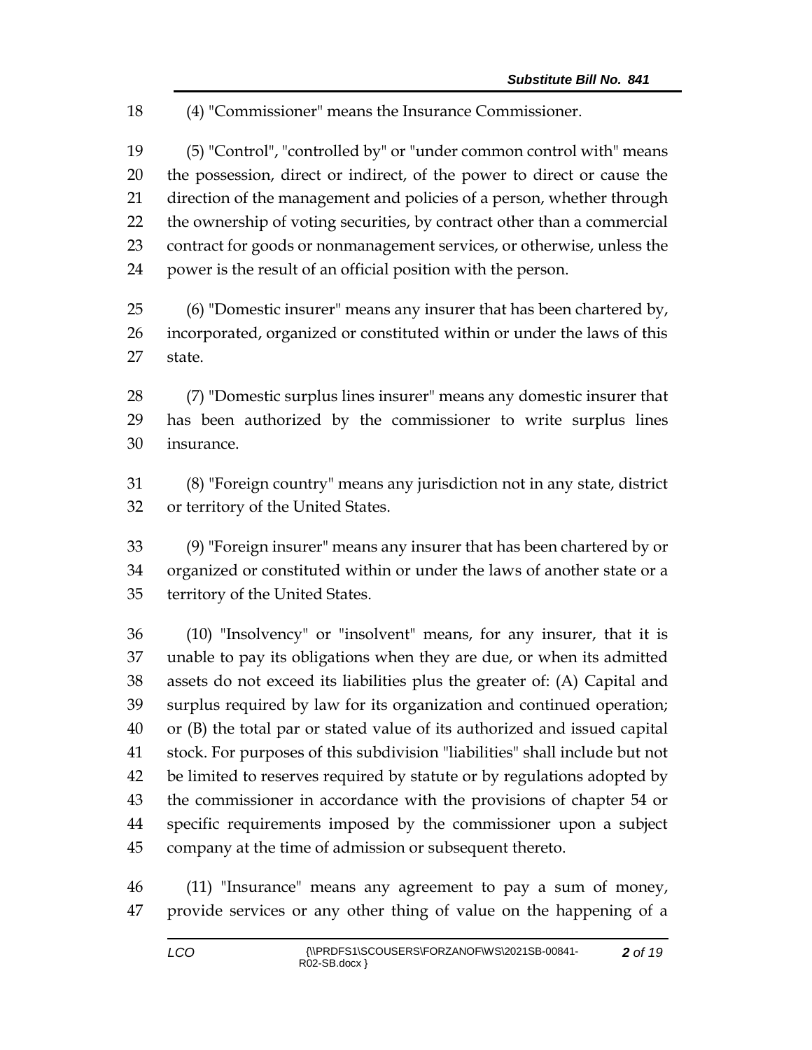(4) "Commissioner" means the Insurance Commissioner.

(5) "Control", "controlled by" or "under common control with" means the possession, direct or indirect, of the power to direct or cause the direction of the management and policies of a person, whether through the ownership of voting securities, by contract other than a commercial contract for goods or nonmanagement services, or otherwise, unless the power is the result of an official position with the person.

(6) "Domestic insurer" means any insurer that has been chartered by, incorporated, organized or constituted within or under the laws of this state.

(7) "Domestic surplus lines insurer" means any domestic insurer that has been authorized by the commissioner to write surplus lines insurance.

(8) "Foreign country" means any jurisdiction not in any state, district or territory of the United States.

(9) "Foreign insurer" means any insurer that has been chartered by or organized or constituted within or under the laws of another state or a territory of the United States.

(10) "Insolvency" or "insolvent" means, for any insurer, that it is unable to pay its obligations when they are due, or when its admitted assets do not exceed its liabilities plus the greater of: (A) Capital and surplus required by law for its organization and continued operation; or (B) the total par or stated value of its authorized and issued capital stock. For purposes of this subdivision "liabilities" shall include but not be limited to reserves required by statute or by regulations adopted by the commissioner in accordance with the provisions of chapter 54 or specific requirements imposed by the commissioner upon a subject company at the time of admission or subsequent thereto.

(11) "Insurance" means any agreement to pay a sum of money, provide services or any other thing of value on the happening of a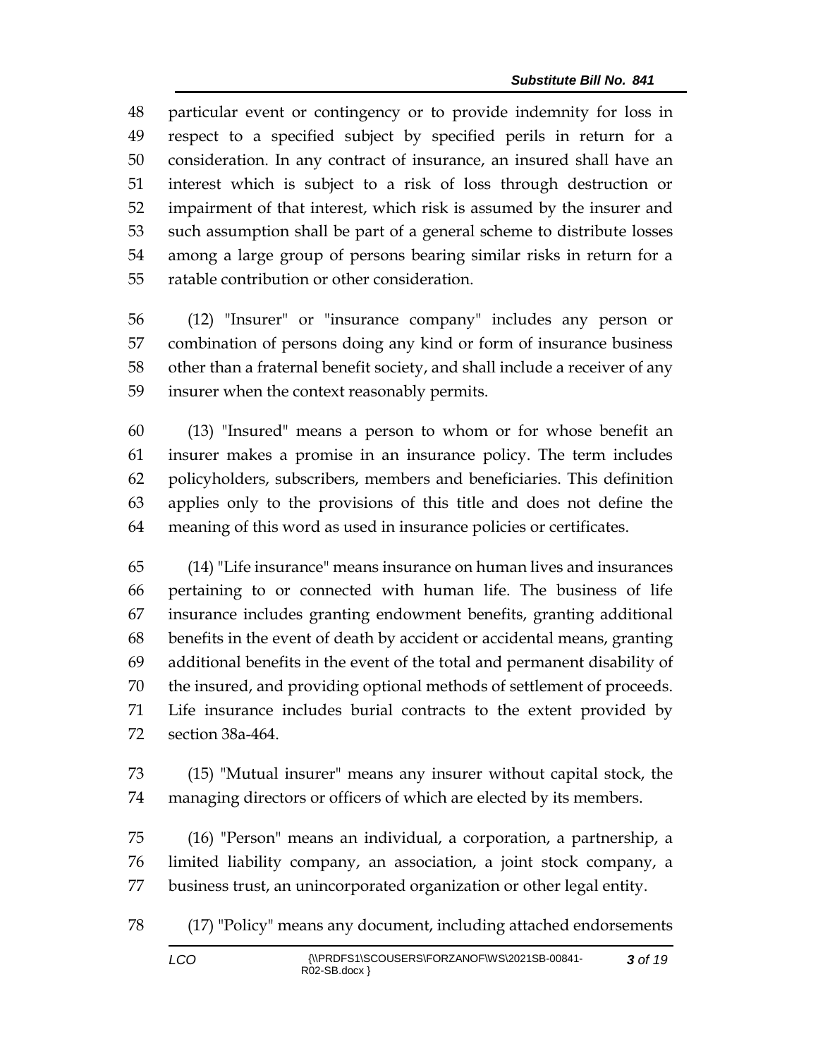particular event or contingency or to provide indemnity for loss in respect to a specified subject by specified perils in return for a consideration. In any contract of insurance, an insured shall have an interest which is subject to a risk of loss through destruction or impairment of that interest, which risk is assumed by the insurer and such assumption shall be part of a general scheme to distribute losses among a large group of persons bearing similar risks in return for a ratable contribution or other consideration.

(12) "Insurer" or "insurance company" includes any person or combination of persons doing any kind or form of insurance business other than a fraternal benefit society, and shall include a receiver of any insurer when the context reasonably permits.

(13) "Insured" means a person to whom or for whose benefit an insurer makes a promise in an insurance policy. The term includes policyholders, subscribers, members and beneficiaries. This definition applies only to the provisions of this title and does not define the meaning of this word as used in insurance policies or certificates.

(14) "Life insurance" means insurance on human lives and insurances pertaining to or connected with human life. The business of life insurance includes granting endowment benefits, granting additional benefits in the event of death by accident or accidental means, granting additional benefits in the event of the total and permanent disability of the insured, and providing optional methods of settlement of proceeds. Life insurance includes burial contracts to the extent provided by section 38a-464.

(15) "Mutual insurer" means any insurer without capital stock, the managing directors or officers of which are elected by its members.

(16) "Person" means an individual, a corporation, a partnership, a limited liability company, an association, a joint stock company, a business trust, an unincorporated organization or other legal entity.

(17) "Policy" means any document, including attached endorsements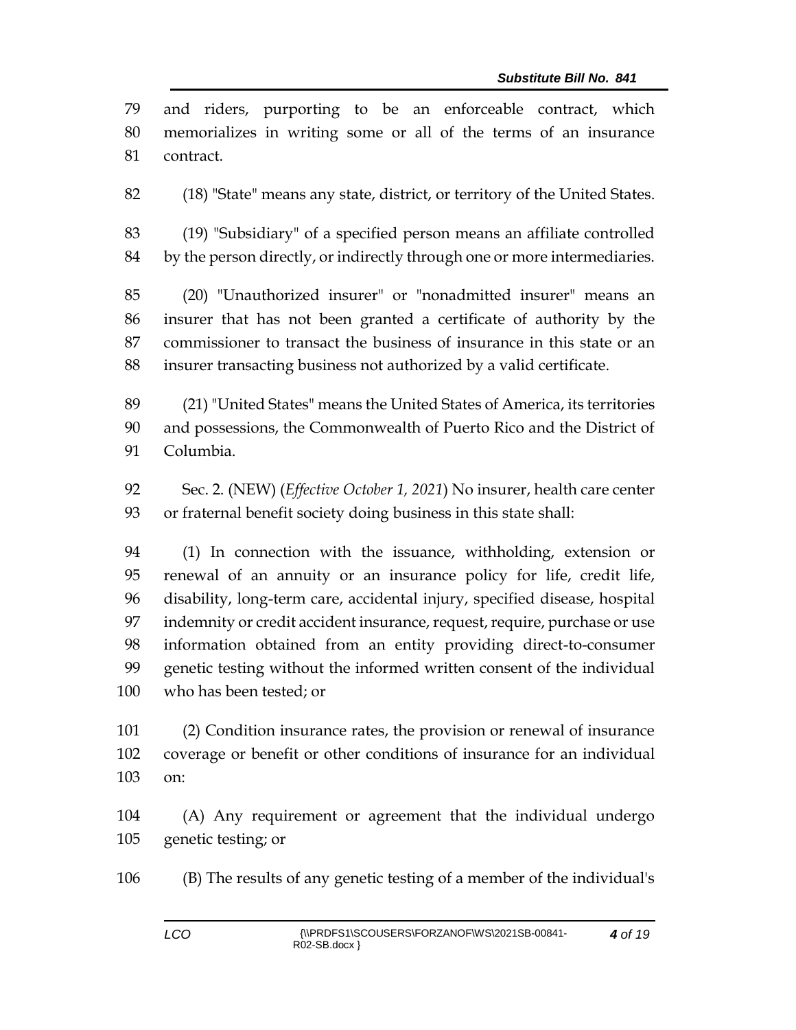and riders, purporting to be an enforceable contract, which memorializes in writing some or all of the terms of an insurance contract.

(18) "State" means any state, district, or territory of the United States.

(19) "Subsidiary" of a specified person means an affiliate controlled by the person directly, or indirectly through one or more intermediaries.

(20) "Unauthorized insurer" or "nonadmitted insurer" means an insurer that has not been granted a certificate of authority by the commissioner to transact the business of insurance in this state or an insurer transacting business not authorized by a valid certificate.

(21) "United States" means the United States of America, its territories and possessions, the Commonwealth of Puerto Rico and the District of Columbia.

Sec. 2. (NEW) (*Effective October 1, 2021*) No insurer, health care center or fraternal benefit society doing business in this state shall:

(1) In connection with the issuance, withholding, extension or renewal of an annuity or an insurance policy for life, credit life, disability, long-term care, accidental injury, specified disease, hospital indemnity or credit accident insurance, request, require, purchase or use information obtained from an entity providing direct-to-consumer genetic testing without the informed written consent of the individual who has been tested; or

(2) Condition insurance rates, the provision or renewal of insurance coverage or benefit or other conditions of insurance for an individual on:

(A) Any requirement or agreement that the individual undergo genetic testing; or

(B) The results of any genetic testing of a member of the individual's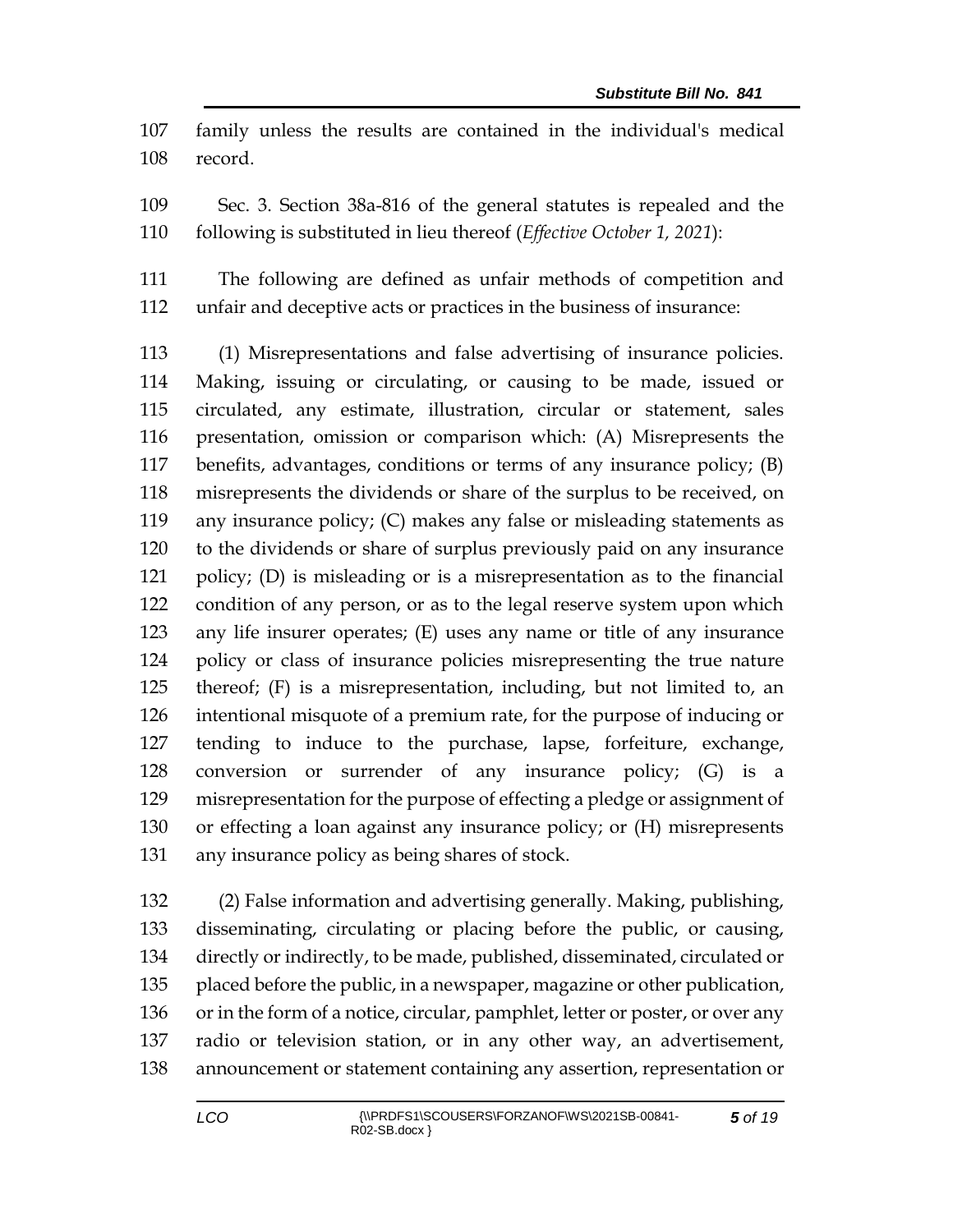family unless the results are contained in the individual's medical record.

Sec. 3. Section 38a-816 of the general statutes is repealed and the following is substituted in lieu thereof (*Effective October 1, 2021*):

The following are defined as unfair methods of competition and unfair and deceptive acts or practices in the business of insurance:

(1) Misrepresentations and false advertising of insurance policies. Making, issuing or circulating, or causing to be made, issued or circulated, any estimate, illustration, circular or statement, sales presentation, omission or comparison which: (A) Misrepresents the benefits, advantages, conditions or terms of any insurance policy; (B) misrepresents the dividends or share of the surplus to be received, on any insurance policy; (C) makes any false or misleading statements as to the dividends or share of surplus previously paid on any insurance policy; (D) is misleading or is a misrepresentation as to the financial condition of any person, or as to the legal reserve system upon which any life insurer operates; (E) uses any name or title of any insurance policy or class of insurance policies misrepresenting the true nature thereof; (F) is a misrepresentation, including, but not limited to, an intentional misquote of a premium rate, for the purpose of inducing or tending to induce to the purchase, lapse, forfeiture, exchange, conversion or surrender of any insurance policy; (G) is a misrepresentation for the purpose of effecting a pledge or assignment of or effecting a loan against any insurance policy; or (H) misrepresents any insurance policy as being shares of stock.

(2) False information and advertising generally. Making, publishing, disseminating, circulating or placing before the public, or causing, directly or indirectly, to be made, published, disseminated, circulated or placed before the public, in a newspaper, magazine or other publication, or in the form of a notice, circular, pamphlet, letter or poster, or over any radio or television station, or in any other way, an advertisement, announcement or statement containing any assertion, representation or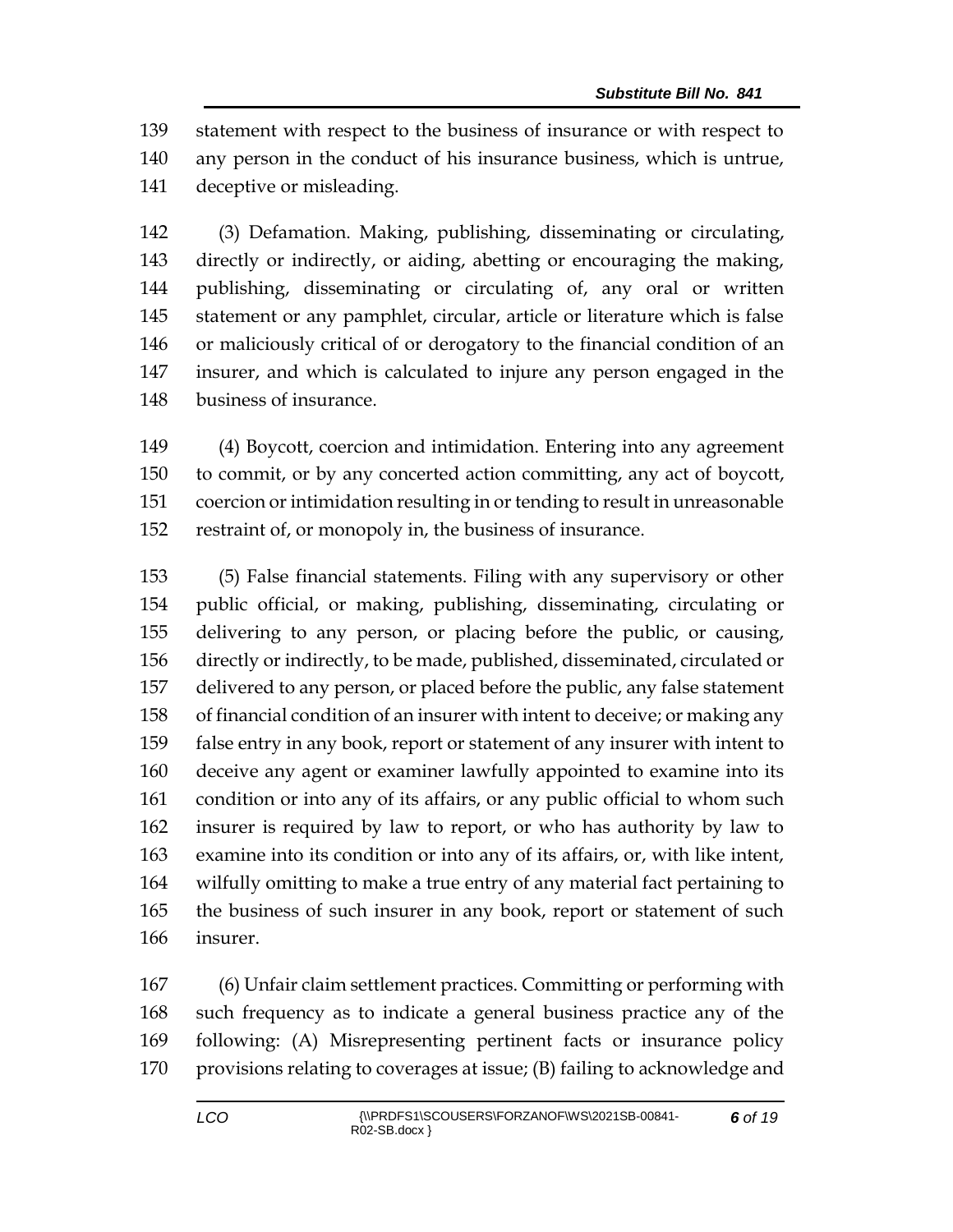statement with respect to the business of insurance or with respect to any person in the conduct of his insurance business, which is untrue, deceptive or misleading.

(3) Defamation. Making, publishing, disseminating or circulating, directly or indirectly, or aiding, abetting or encouraging the making, publishing, disseminating or circulating of, any oral or written statement or any pamphlet, circular, article or literature which is false or maliciously critical of or derogatory to the financial condition of an insurer, and which is calculated to injure any person engaged in the business of insurance.

(4) Boycott, coercion and intimidation. Entering into any agreement to commit, or by any concerted action committing, any act of boycott, coercion or intimidation resulting in or tending to result in unreasonable restraint of, or monopoly in, the business of insurance.

(5) False financial statements. Filing with any supervisory or other public official, or making, publishing, disseminating, circulating or delivering to any person, or placing before the public, or causing, directly or indirectly, to be made, published, disseminated, circulated or delivered to any person, or placed before the public, any false statement of financial condition of an insurer with intent to deceive; or making any false entry in any book, report or statement of any insurer with intent to deceive any agent or examiner lawfully appointed to examine into its condition or into any of its affairs, or any public official to whom such insurer is required by law to report, or who has authority by law to examine into its condition or into any of its affairs, or, with like intent, wilfully omitting to make a true entry of any material fact pertaining to the business of such insurer in any book, report or statement of such insurer.

(6) Unfair claim settlement practices. Committing or performing with such frequency as to indicate a general business practice any of the following: (A) Misrepresenting pertinent facts or insurance policy provisions relating to coverages at issue; (B) failing to acknowledge and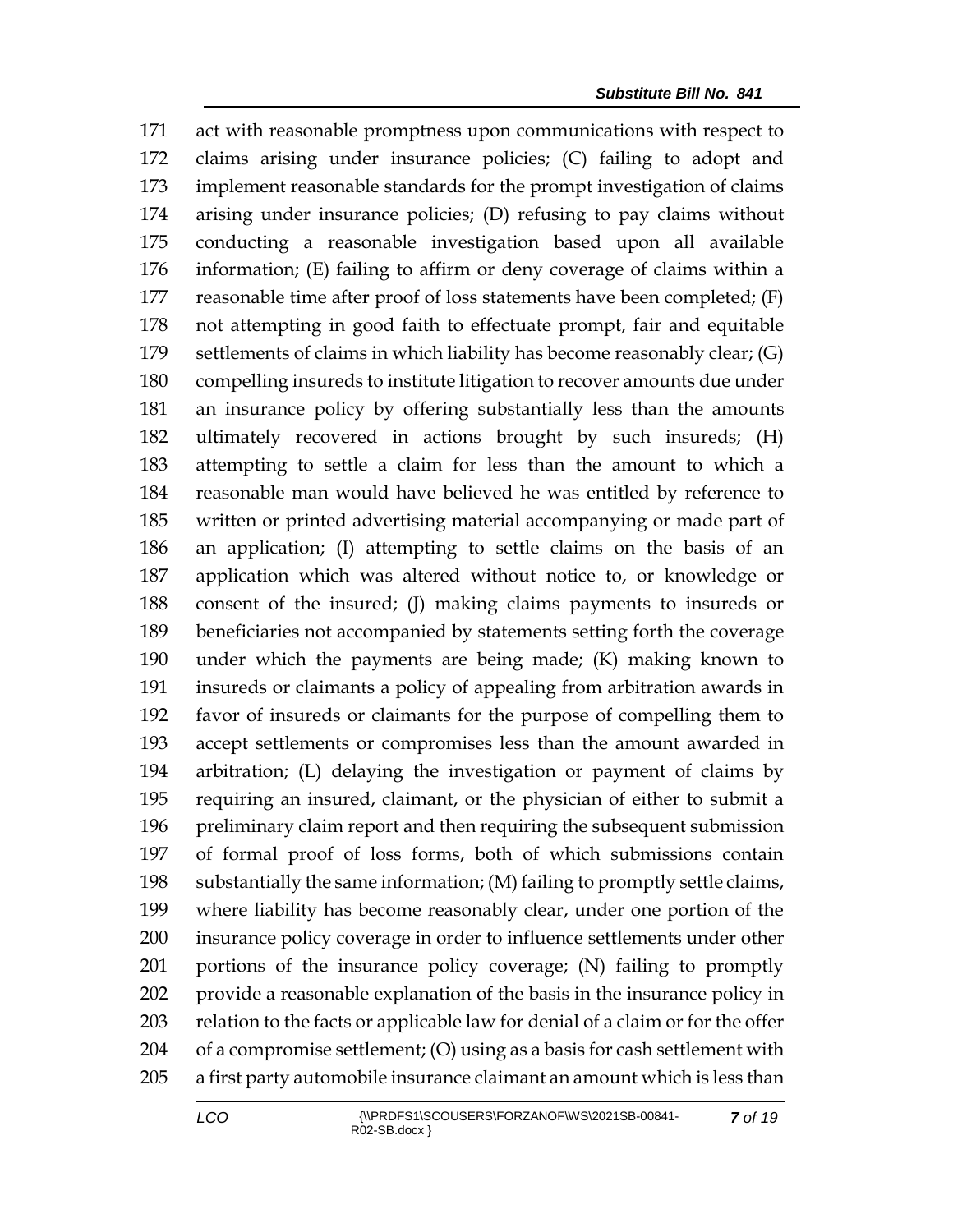171 act with reasonable promptness upon communications with respect to
172 claims arising under insurance policies; (C) failing to adopt and
173 implement reasonable standards for the prompt investigation of claims
174 arising under insurance policies; (D) refusing to pay claims without
175 conducting a reasonable investigation based upon all available
176 information; (E) failing to affirm or deny coverage of claims within a
177 reasonable time after proof of loss statements have been completed; (F)
178 not attempting in good faith to effectuate prompt, fair and equitable
179 settlements of claims in which liability has become reasonably clear; (G)
180 compelling insureds to institute litigation to recover amounts due under
181 an insurance policy by offering substantially less than the amounts
182 ultimately recovered in actions brought by such insureds; (H)
183 attempting to settle a claim for less than the amount to which a
184 reasonable man would have believed he was entitled by reference to
185 written or printed advertising material accompanying or made part of
186 an application; (I) attempting to settle claims on the basis of an
187 application which was altered without notice to, or knowledge or
188 consent of the insured; (J) making claims payments to insureds or
189 beneficiaries not accompanied by statements setting forth the coverage
190 under which the payments are being made; (K) making known to
191 insureds or claimants a policy of appealing from arbitration awards in
192 favor of insureds or claimants for the purpose of compelling them to
193 accept settlements or compromises less than the amount awarded in
194 arbitration; (L) delaying the investigation or payment of claims by
195 requiring an insured, claimant, or the physician of either to submit a
196 preliminary claim report and then requiring the subsequent submission
197 of formal proof of loss forms, both of which submissions contain
198 substantially the same information; (M) failing to promptly settle claims,
199 where liability has become reasonably clear, under one portion of the
200 insurance policy coverage in order to influence settlements under other
201 portions of the insurance policy coverage; (N) failing to promptly
202 provide a reasonable explanation of the basis in the insurance policy in
203 relation to the facts or applicable law for denial of a claim or for the offer
204 of a compromise settlement; (O) using as a basis for cash settlement with
205 a first party automobile insurance claimant an amount which is less than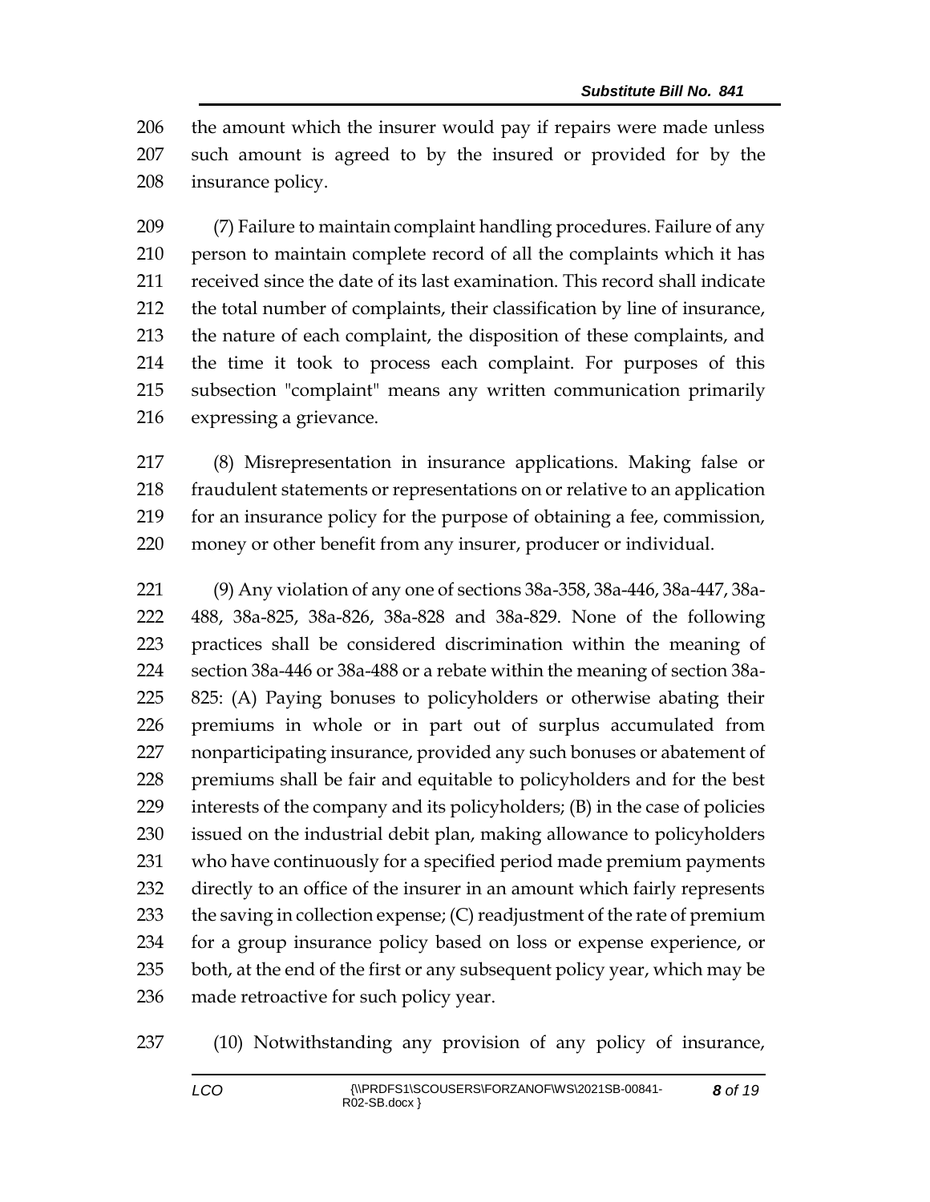the amount which the insurer would pay if repairs were made unless such amount is agreed to by the insured or provided for by the insurance policy.

(7) Failure to maintain complaint handling procedures. Failure of any person to maintain complete record of all the complaints which it has received since the date of its last examination. This record shall indicate the total number of complaints, their classification by line of insurance, the nature of each complaint, the disposition of these complaints, and the time it took to process each complaint. For purposes of this subsection "complaint" means any written communication primarily expressing a grievance.

(8) Misrepresentation in insurance applications. Making false or fraudulent statements or representations on or relative to an application for an insurance policy for the purpose of obtaining a fee, commission, money or other benefit from any insurer, producer or individual.

(9) Any violation of any one of sections 38a-358, 38a-446, 38a-447, 38a-488, 38a-825, 38a-826, 38a-828 and 38a-829. None of the following practices shall be considered discrimination within the meaning of section 38a-446 or 38a-488 or a rebate within the meaning of section 38a-825: (A) Paying bonuses to policyholders or otherwise abating their premiums in whole or in part out of surplus accumulated from nonparticipating insurance, provided any such bonuses or abatement of premiums shall be fair and equitable to policyholders and for the best interests of the company and its policyholders; (B) in the case of policies issued on the industrial debit plan, making allowance to policyholders who have continuously for a specified period made premium payments directly to an office of the insurer in an amount which fairly represents the saving in collection expense; (C) readjustment of the rate of premium for a group insurance policy based on loss or expense experience, or both, at the end of the first or any subsequent policy year, which may be made retroactive for such policy year.

(10) Notwithstanding any provision of any policy of insurance,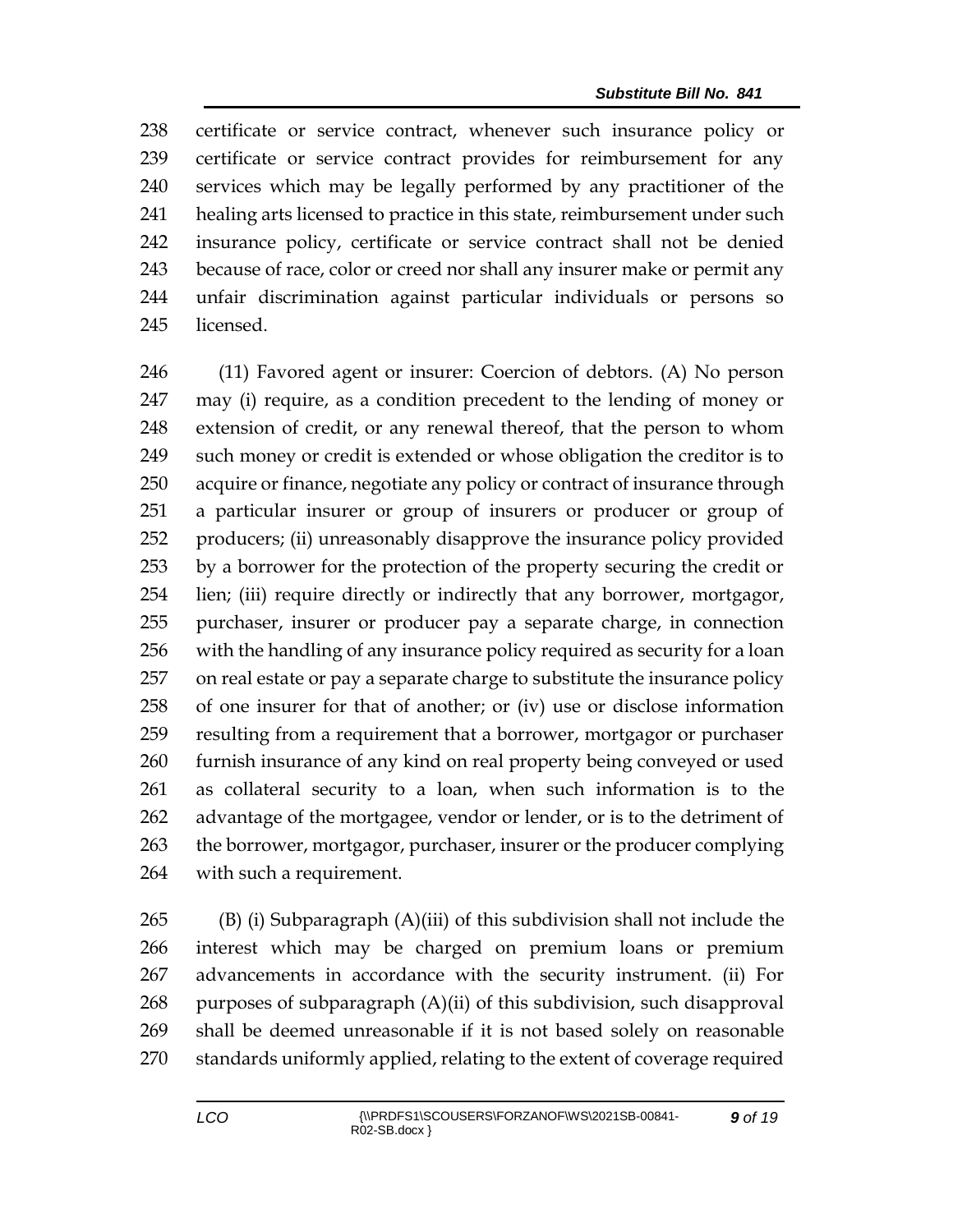certificate or service contract, whenever such insurance policy or certificate or service contract provides for reimbursement for any services which may be legally performed by any practitioner of the healing arts licensed to practice in this state, reimbursement under such insurance policy, certificate or service contract shall not be denied because of race, color or creed nor shall any insurer make or permit any unfair discrimination against particular individuals or persons so licensed.

(11) Favored agent or insurer: Coercion of debtors. (A) No person may (i) require, as a condition precedent to the lending of money or extension of credit, or any renewal thereof, that the person to whom such money or credit is extended or whose obligation the creditor is to acquire or finance, negotiate any policy or contract of insurance through a particular insurer or group of insurers or producer or group of producers; (ii) unreasonably disapprove the insurance policy provided by a borrower for the protection of the property securing the credit or lien; (iii) require directly or indirectly that any borrower, mortgagor, purchaser, insurer or producer pay a separate charge, in connection with the handling of any insurance policy required as security for a loan on real estate or pay a separate charge to substitute the insurance policy of one insurer for that of another; or (iv) use or disclose information resulting from a requirement that a borrower, mortgagor or purchaser furnish insurance of any kind on real property being conveyed or used as collateral security to a loan, when such information is to the advantage of the mortgagee, vendor or lender, or is to the detriment of the borrower, mortgagor, purchaser, insurer or the producer complying with such a requirement.

(B) (i) Subparagraph (A)(iii) of this subdivision shall not include the interest which may be charged on premium loans or premium advancements in accordance with the security instrument. (ii) For purposes of subparagraph (A)(ii) of this subdivision, such disapproval shall be deemed unreasonable if it is not based solely on reasonable standards uniformly applied, relating to the extent of coverage required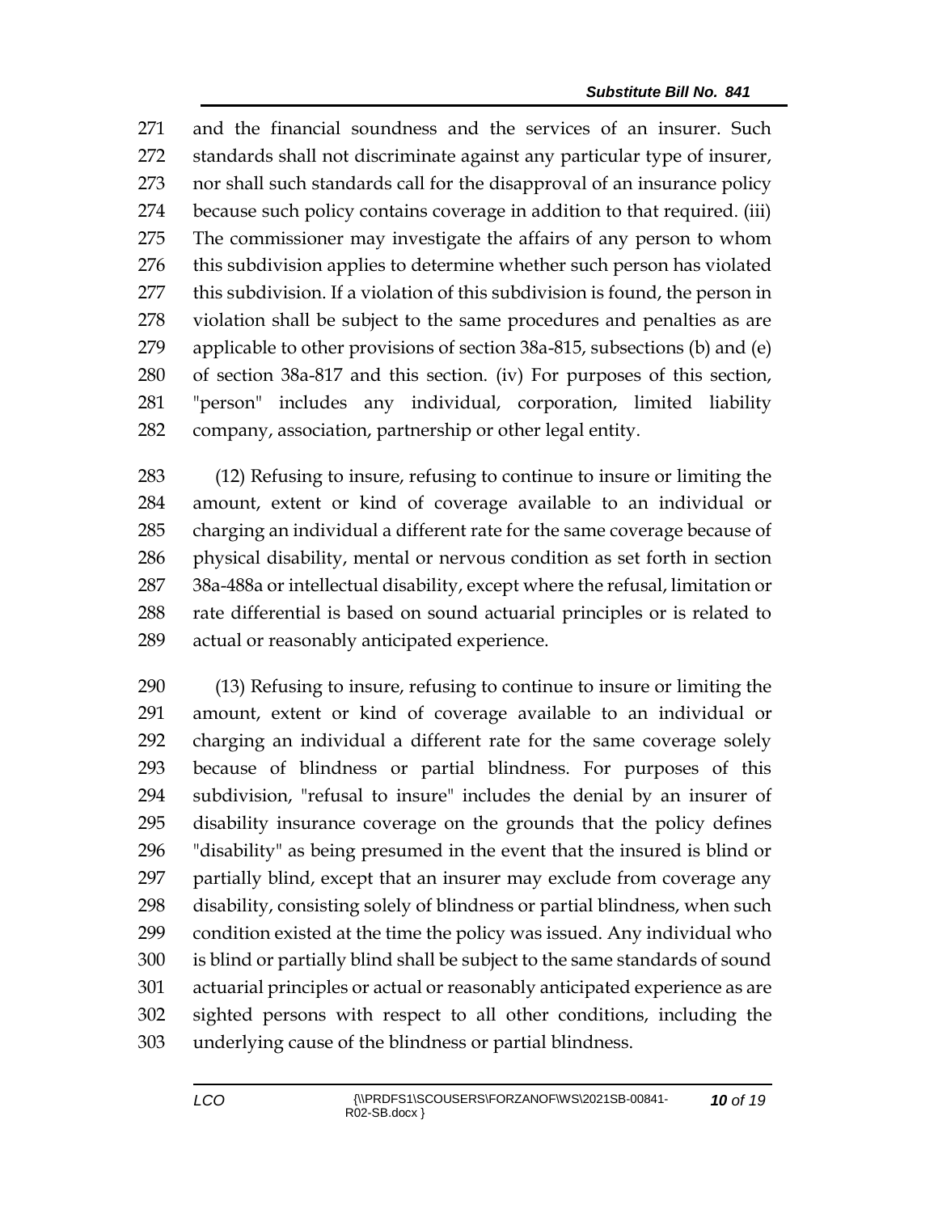and the financial soundness and the services of an insurer. Such standards shall not discriminate against any particular type of insurer, nor shall such standards call for the disapproval of an insurance policy because such policy contains coverage in addition to that required. (iii) The commissioner may investigate the affairs of any person to whom this subdivision applies to determine whether such person has violated this subdivision. If a violation of this subdivision is found, the person in violation shall be subject to the same procedures and penalties as are applicable to other provisions of section 38a-815, subsections (b) and (e) of section 38a-817 and this section. (iv) For purposes of this section, "person" includes any individual, corporation, limited liability company, association, partnership or other legal entity.

(12) Refusing to insure, refusing to continue to insure or limiting the amount, extent or kind of coverage available to an individual or charging an individual a different rate for the same coverage because of physical disability, mental or nervous condition as set forth in section 38a-488a or intellectual disability, except where the refusal, limitation or rate differential is based on sound actuarial principles or is related to actual or reasonably anticipated experience.

(13) Refusing to insure, refusing to continue to insure or limiting the amount, extent or kind of coverage available to an individual or charging an individual a different rate for the same coverage solely because of blindness or partial blindness. For purposes of this subdivision, "refusal to insure" includes the denial by an insurer of disability insurance coverage on the grounds that the policy defines "disability" as being presumed in the event that the insured is blind or partially blind, except that an insurer may exclude from coverage any disability, consisting solely of blindness or partial blindness, when such condition existed at the time the policy was issued. Any individual who is blind or partially blind shall be subject to the same standards of sound actuarial principles or actual or reasonably anticipated experience as are sighted persons with respect to all other conditions, including the underlying cause of the blindness or partial blindness.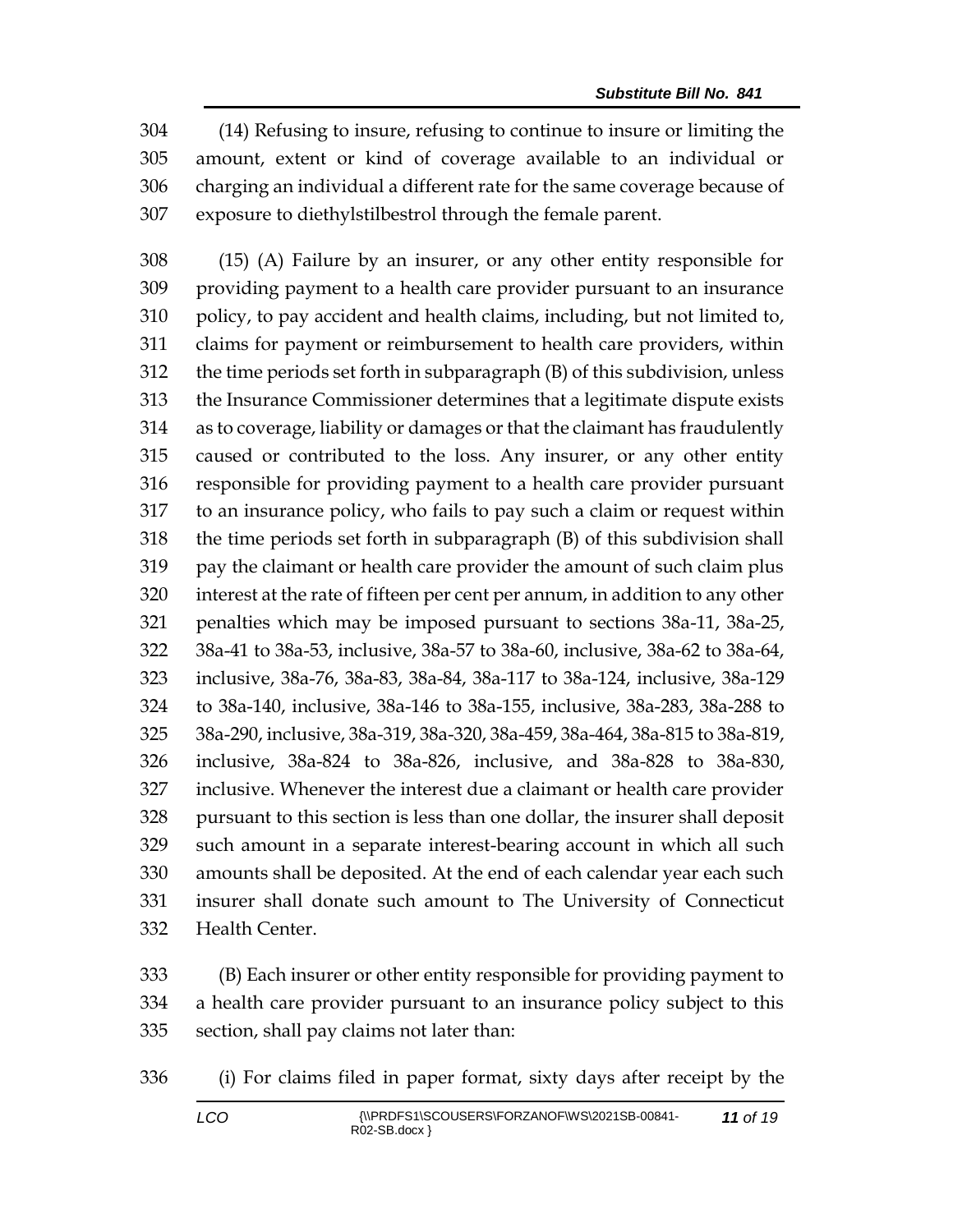(14) Refusing to insure, refusing to continue to insure or limiting the amount, extent or kind of coverage available to an individual or charging an individual a different rate for the same coverage because of exposure to diethylstilbestrol through the female parent.

(15) (A) Failure by an insurer, or any other entity responsible for providing payment to a health care provider pursuant to an insurance policy, to pay accident and health claims, including, but not limited to, claims for payment or reimbursement to health care providers, within the time periods set forth in subparagraph (B) of this subdivision, unless the Insurance Commissioner determines that a legitimate dispute exists as to coverage, liability or damages or that the claimant has fraudulently caused or contributed to the loss. Any insurer, or any other entity responsible for providing payment to a health care provider pursuant to an insurance policy, who fails to pay such a claim or request within the time periods set forth in subparagraph (B) of this subdivision shall pay the claimant or health care provider the amount of such claim plus interest at the rate of fifteen per cent per annum, in addition to any other penalties which may be imposed pursuant to sections 38a-11, 38a-25, 38a-41 to 38a-53, inclusive, 38a-57 to 38a-60, inclusive, 38a-62 to 38a-64, inclusive, 38a-76, 38a-83, 38a-84, 38a-117 to 38a-124, inclusive, 38a-129 to 38a-140, inclusive, 38a-146 to 38a-155, inclusive, 38a-283, 38a-288 to 38a-290, inclusive, 38a-319, 38a-320, 38a-459, 38a-464, 38a-815 to 38a-819, inclusive, 38a-824 to 38a-826, inclusive, and 38a-828 to 38a-830, inclusive. Whenever the interest due a claimant or health care provider pursuant to this section is less than one dollar, the insurer shall deposit such amount in a separate interest-bearing account in which all such amounts shall be deposited. At the end of each calendar year each such insurer shall donate such amount to The University of Connecticut Health Center.

(B) Each insurer or other entity responsible for providing payment to a health care provider pursuant to an insurance policy subject to this section, shall pay claims not later than:

(i) For claims filed in paper format, sixty days after receipt by the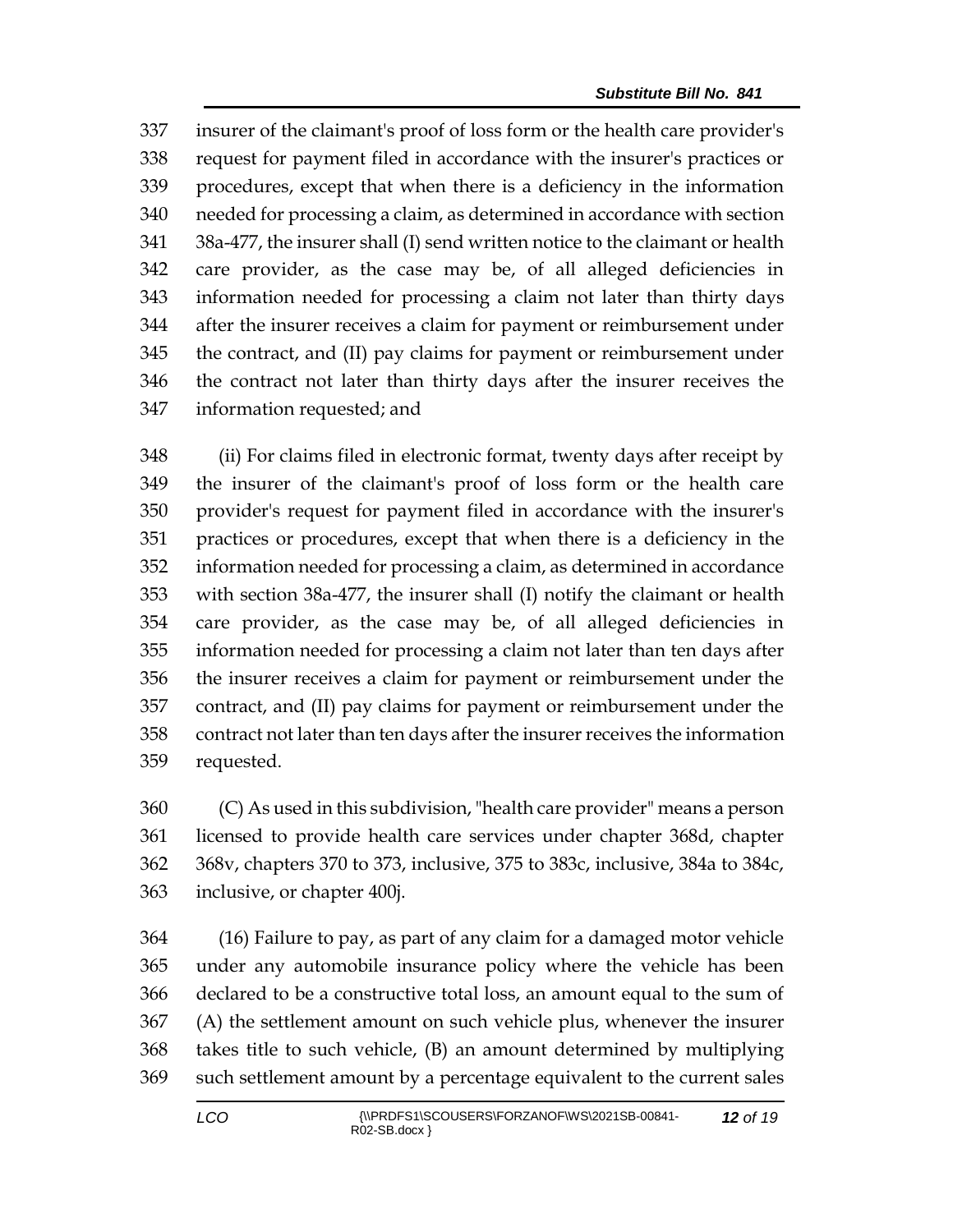insurer of the claimant's proof of loss form or the health care provider's request for payment filed in accordance with the insurer's practices or procedures, except that when there is a deficiency in the information needed for processing a claim, as determined in accordance with section 38a-477, the insurer shall (I) send written notice to the claimant or health care provider, as the case may be, of all alleged deficiencies in information needed for processing a claim not later than thirty days after the insurer receives a claim for payment or reimbursement under the contract, and (II) pay claims for payment or reimbursement under the contract not later than thirty days after the insurer receives the information requested; and

(ii) For claims filed in electronic format, twenty days after receipt by the insurer of the claimant's proof of loss form or the health care provider's request for payment filed in accordance with the insurer's practices or procedures, except that when there is a deficiency in the information needed for processing a claim, as determined in accordance with section 38a-477, the insurer shall (I) notify the claimant or health care provider, as the case may be, of all alleged deficiencies in information needed for processing a claim not later than ten days after the insurer receives a claim for payment or reimbursement under the contract, and (II) pay claims for payment or reimbursement under the contract not later than ten days after the insurer receives the information requested.

(C) As used in this subdivision, "health care provider" means a person licensed to provide health care services under chapter 368d, chapter 368v, chapters 370 to 373, inclusive, 375 to 383c, inclusive, 384a to 384c, inclusive, or chapter 400j.

(16) Failure to pay, as part of any claim for a damaged motor vehicle under any automobile insurance policy where the vehicle has been declared to be a constructive total loss, an amount equal to the sum of (A) the settlement amount on such vehicle plus, whenever the insurer takes title to such vehicle, (B) an amount determined by multiplying such settlement amount by a percentage equivalent to the current sales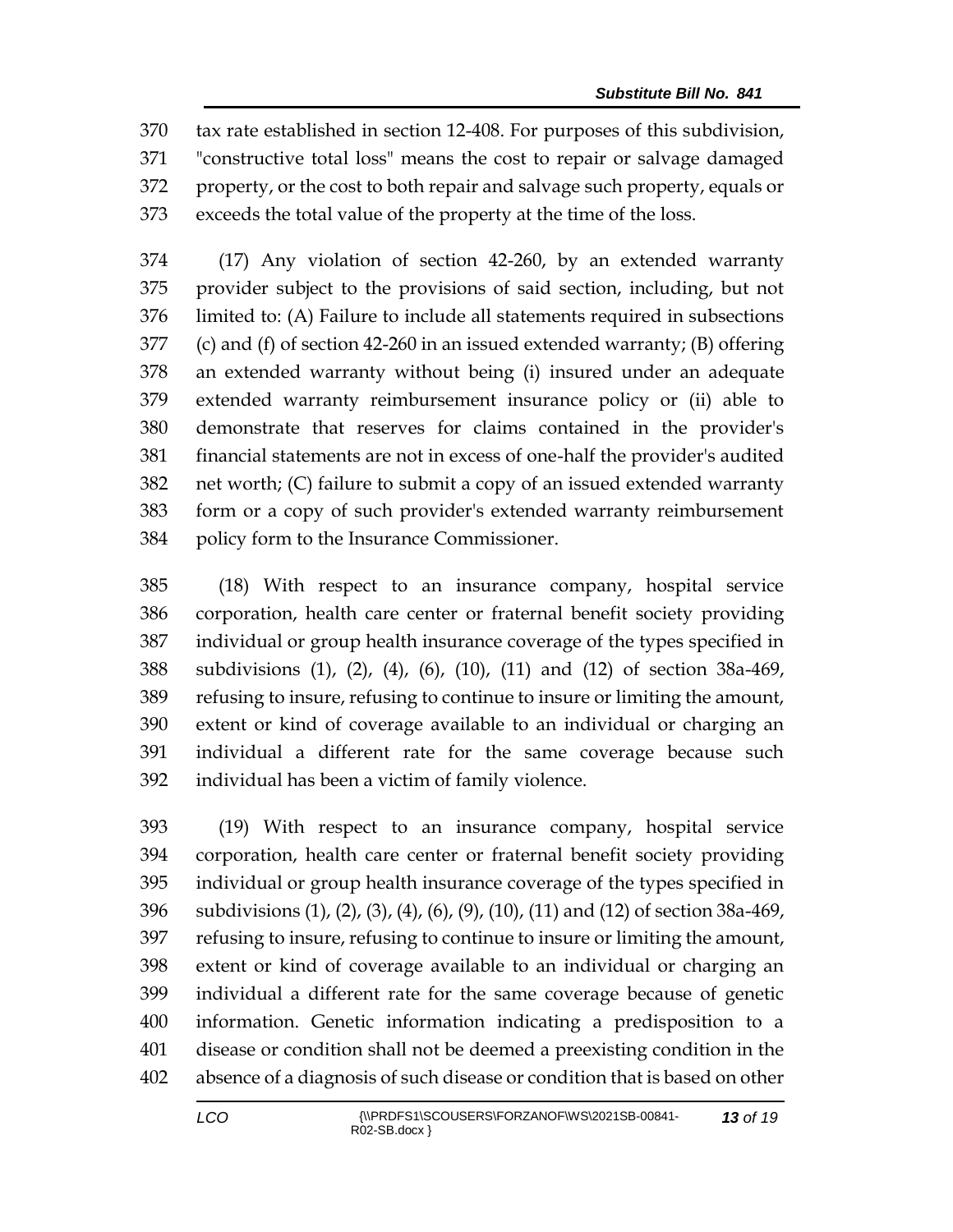tax rate established in section 12-408. For purposes of this subdivision, "constructive total loss" means the cost to repair or salvage damaged property, or the cost to both repair and salvage such property, equals or exceeds the total value of the property at the time of the loss.

(17) Any violation of section 42-260, by an extended warranty provider subject to the provisions of said section, including, but not limited to: (A) Failure to include all statements required in subsections (c) and (f) of section 42-260 in an issued extended warranty; (B) offering an extended warranty without being (i) insured under an adequate extended warranty reimbursement insurance policy or (ii) able to demonstrate that reserves for claims contained in the provider's financial statements are not in excess of one-half the provider's audited net worth; (C) failure to submit a copy of an issued extended warranty form or a copy of such provider's extended warranty reimbursement policy form to the Insurance Commissioner.

(18) With respect to an insurance company, hospital service corporation, health care center or fraternal benefit society providing individual or group health insurance coverage of the types specified in subdivisions (1), (2), (4), (6), (10), (11) and (12) of section 38a-469, refusing to insure, refusing to continue to insure or limiting the amount, extent or kind of coverage available to an individual or charging an individual a different rate for the same coverage because such individual has been a victim of family violence.

(19) With respect to an insurance company, hospital service corporation, health care center or fraternal benefit society providing individual or group health insurance coverage of the types specified in subdivisions (1), (2), (3), (4), (6), (9), (10), (11) and (12) of section 38a-469, refusing to insure, refusing to continue to insure or limiting the amount, extent or kind of coverage available to an individual or charging an individual a different rate for the same coverage because of genetic information. Genetic information indicating a predisposition to a disease or condition shall not be deemed a preexisting condition in the absence of a diagnosis of such disease or condition that is based on other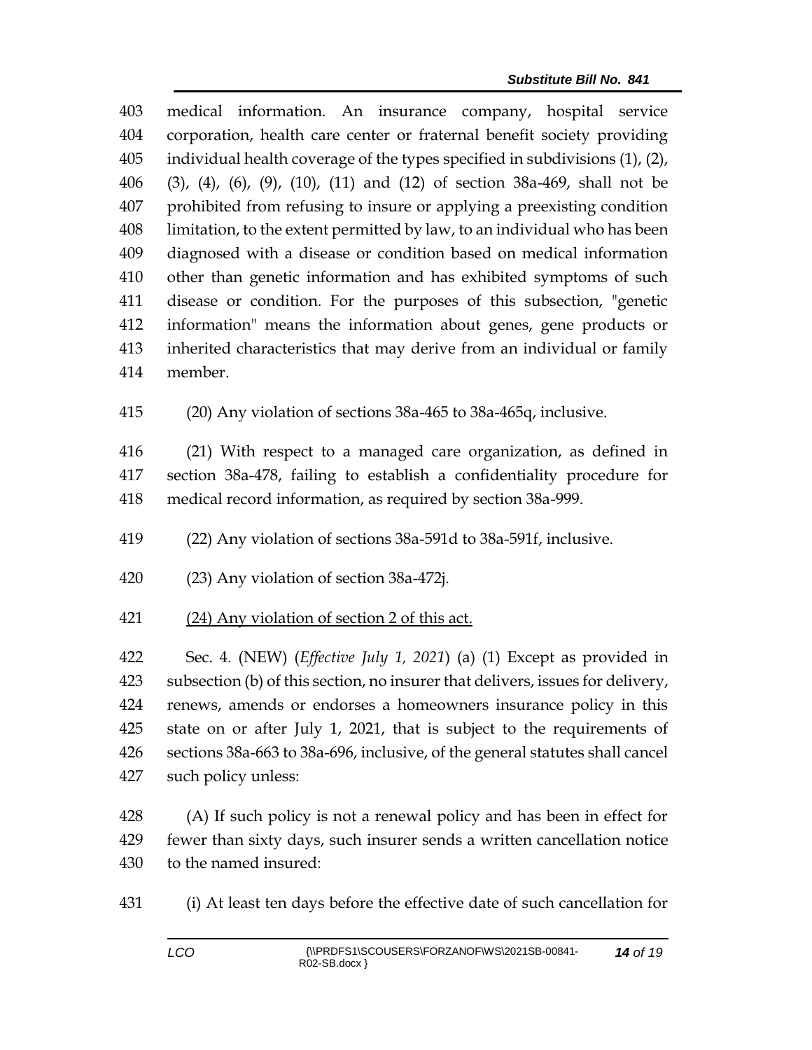403 medical information. An insurance company, hospital service
404 corporation, health care center or fraternal benefit society providing
405 individual health coverage of the types specified in subdivisions (1), (2),
406 (3), (4), (6), (9), (10), (11) and (12) of section 38a-469, shall not be
407 prohibited from refusing to insure or applying a preexisting condition
408 limitation, to the extent permitted by law, to an individual who has been
409 diagnosed with a disease or condition based on medical information
410 other than genetic information and has exhibited symptoms of such
411 disease or condition. For the purposes of this subsection, "genetic
412 information" means the information about genes, gene products or
413 inherited characteristics that may derive from an individual or family
414 member.

415 (20) Any violation of sections 38a-465 to 38a-465q, inclusive.

416 (21) With respect to a managed care organization, as defined in
417 section 38a-478, failing to establish a confidentiality procedure for
418 medical record information, as required by section 38a-999.

419 (22) Any violation of sections 38a-591d to 38a-591f, inclusive.

420 (23) Any violation of section 38a-472j.

421 <u>(24) Any violation of section 2 of this act.</u>

422 Sec. 4. (NEW) (*Effective July 1, 2021*) (a) (1) Except as provided in
423 subsection (b) of this section, no insurer that delivers, issues for delivery,
424 renews, amends or endorses a homeowners insurance policy in this
425 state on or after July 1, 2021, that is subject to the requirements of
426 sections 38a-663 to 38a-696, inclusive, of the general statutes shall cancel
427 such policy unless:

428 (A) If such policy is not a renewal policy and has been in effect for
429 fewer than sixty days, such insurer sends a written cancellation notice
430 to the named insured:

431 (i) At least ten days before the effective date of such cancellation for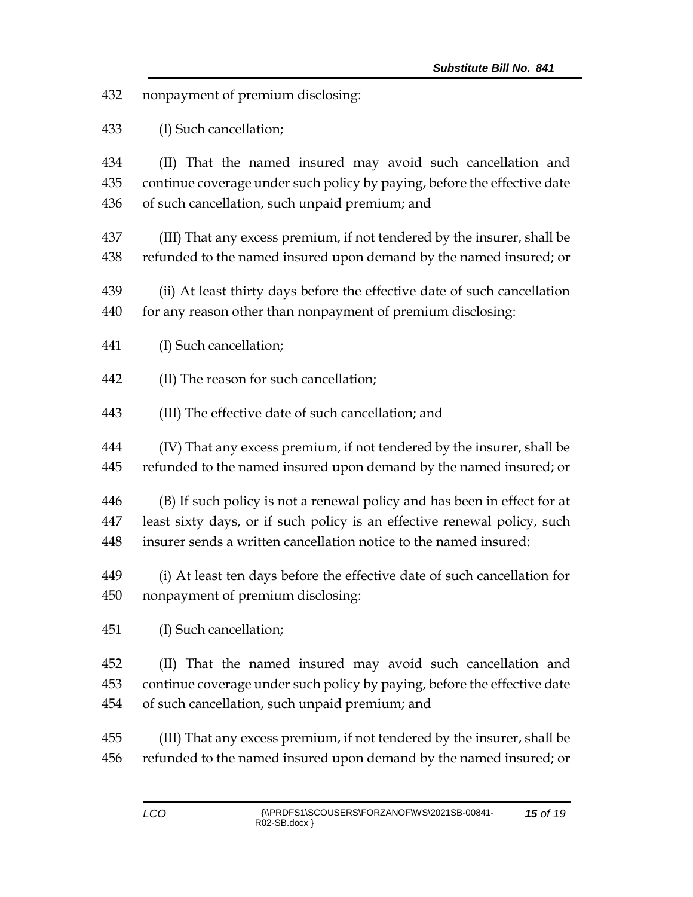nonpayment of premium disclosing:

(I) Such cancellation;

(II) That the named insured may avoid such cancellation and continue coverage under such policy by paying, before the effective date of such cancellation, such unpaid premium; and

(III) That any excess premium, if not tendered by the insurer, shall be refunded to the named insured upon demand by the named insured; or

(ii) At least thirty days before the effective date of such cancellation for any reason other than nonpayment of premium disclosing:

(I) Such cancellation;

(II) The reason for such cancellation;

(III) The effective date of such cancellation; and

(IV) That any excess premium, if not tendered by the insurer, shall be refunded to the named insured upon demand by the named insured; or

(B) If such policy is not a renewal policy and has been in effect for at least sixty days, or if such policy is an effective renewal policy, such insurer sends a written cancellation notice to the named insured:

(i) At least ten days before the effective date of such cancellation for nonpayment of premium disclosing:

(I) Such cancellation;

(II) That the named insured may avoid such cancellation and continue coverage under such policy by paying, before the effective date of such cancellation, such unpaid premium; and

(III) That any excess premium, if not tendered by the insurer, shall be refunded to the named insured upon demand by the named insured; or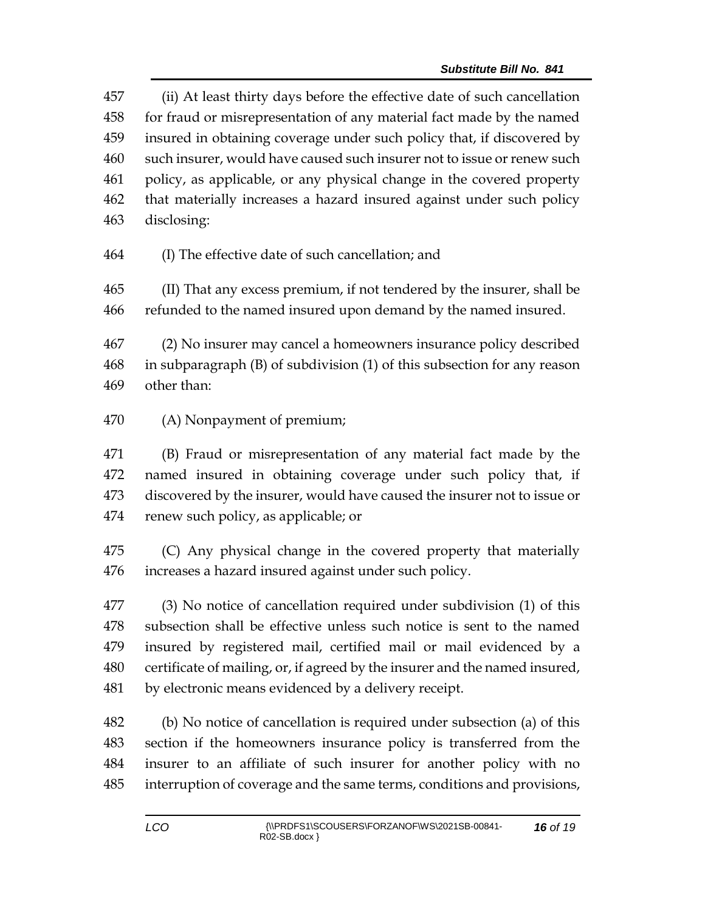(ii) At least thirty days before the effective date of such cancellation for fraud or misrepresentation of any material fact made by the named insured in obtaining coverage under such policy that, if discovered by such insurer, would have caused such insurer not to issue or renew such policy, as applicable, or any physical change in the covered property that materially increases a hazard insured against under such policy disclosing:

(I) The effective date of such cancellation; and

(II) That any excess premium, if not tendered by the insurer, shall be refunded to the named insured upon demand by the named insured.

(2) No insurer may cancel a homeowners insurance policy described in subparagraph (B) of subdivision (1) of this subsection for any reason other than:

(A) Nonpayment of premium;

(B) Fraud or misrepresentation of any material fact made by the named insured in obtaining coverage under such policy that, if discovered by the insurer, would have caused the insurer not to issue or renew such policy, as applicable; or

(C) Any physical change in the covered property that materially increases a hazard insured against under such policy.

(3) No notice of cancellation required under subdivision (1) of this subsection shall be effective unless such notice is sent to the named insured by registered mail, certified mail or mail evidenced by a certificate of mailing, or, if agreed by the insurer and the named insured, by electronic means evidenced by a delivery receipt.

(b) No notice of cancellation is required under subsection (a) of this section if the homeowners insurance policy is transferred from the insurer to an affiliate of such insurer for another policy with no interruption of coverage and the same terms, conditions and provisions,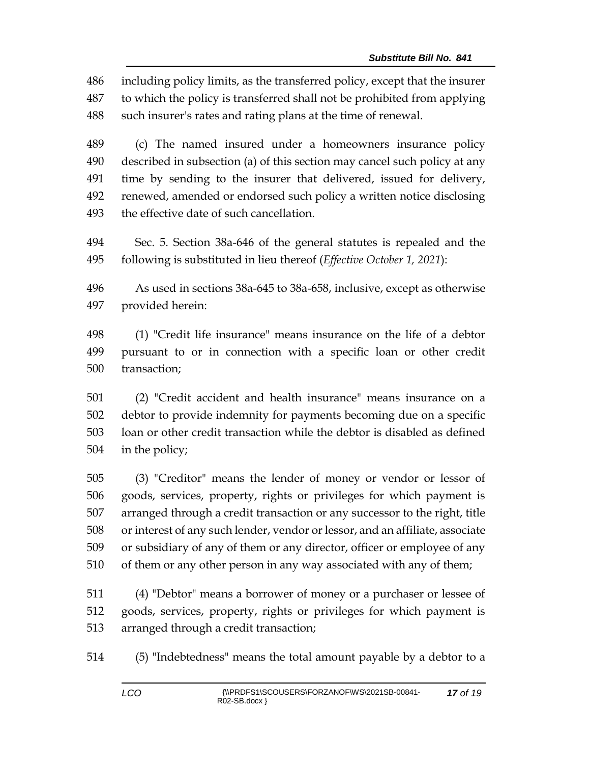including policy limits, as the transferred policy, except that the insurer to which the policy is transferred shall not be prohibited from applying such insurer's rates and rating plans at the time of renewal.

(c) The named insured under a homeowners insurance policy described in subsection (a) of this section may cancel such policy at any time by sending to the insurer that delivered, issued for delivery, renewed, amended or endorsed such policy a written notice disclosing the effective date of such cancellation.

Sec. 5. Section 38a-646 of the general statutes is repealed and the following is substituted in lieu thereof (*Effective October 1, 2021*):

As used in sections 38a-645 to 38a-658, inclusive, except as otherwise provided herein:

(1) "Credit life insurance" means insurance on the life of a debtor pursuant to or in connection with a specific loan or other credit transaction;

(2) "Credit accident and health insurance" means insurance on a debtor to provide indemnity for payments becoming due on a specific loan or other credit transaction while the debtor is disabled as defined in the policy;

(3) "Creditor" means the lender of money or vendor or lessor of goods, services, property, rights or privileges for which payment is arranged through a credit transaction or any successor to the right, title or interest of any such lender, vendor or lessor, and an affiliate, associate or subsidiary of any of them or any director, officer or employee of any of them or any other person in any way associated with any of them;

(4) "Debtor" means a borrower of money or a purchaser or lessee of goods, services, property, rights or privileges for which payment is arranged through a credit transaction;

(5) "Indebtedness" means the total amount payable by a debtor to a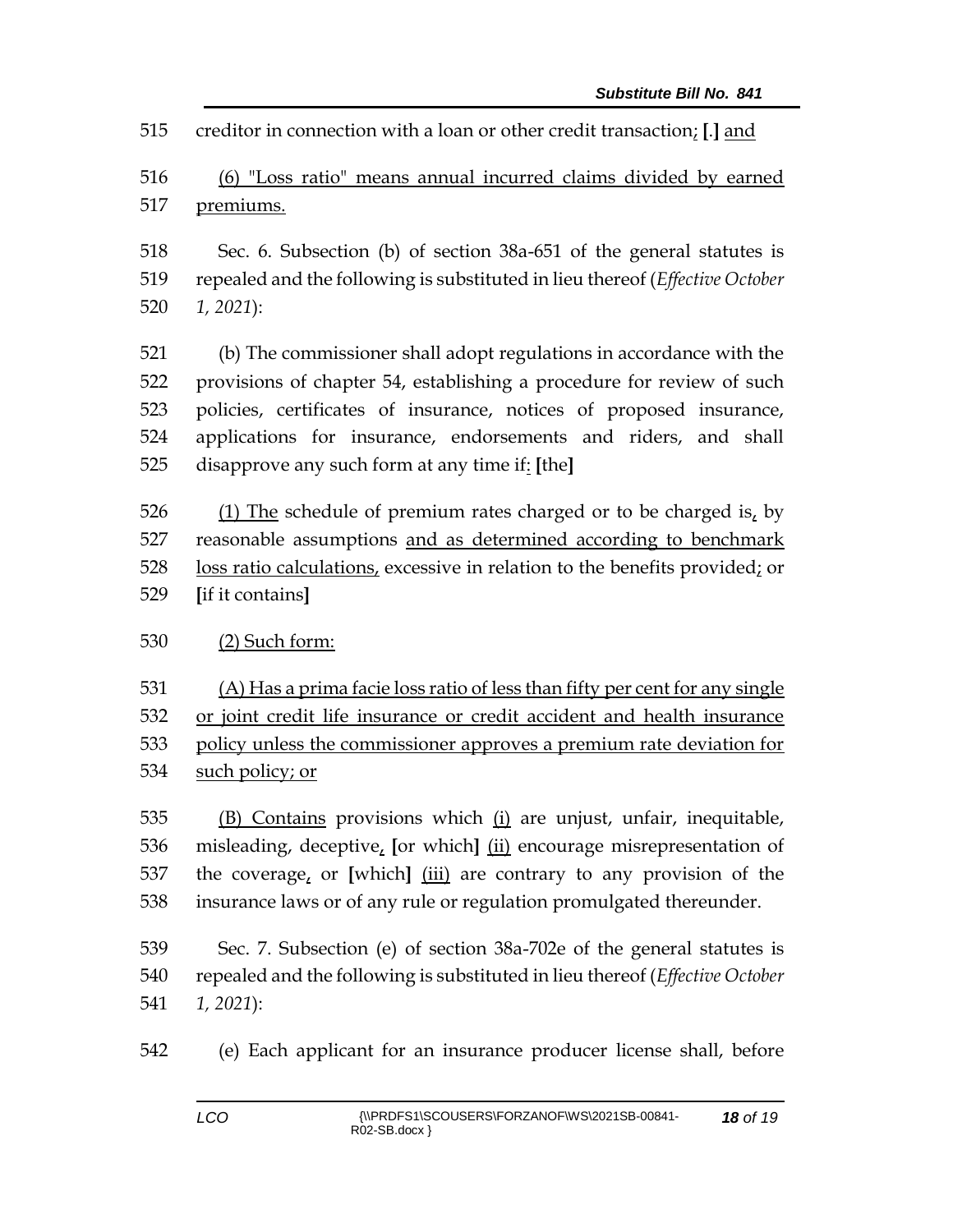515 creditor in connection with a loan or other credit transaction; [.] and

516 (6) "Loss ratio" means annual incurred claims divided by earned
517 premiums.

518 Sec. 6. Subsection (b) of section 38a-651 of the general statutes is
519 repealed and the following is substituted in lieu thereof (*Effective October*
520 *1, 2021*):

521 (b) The commissioner shall adopt regulations in accordance with the
522 provisions of chapter 54, establishing a procedure for review of such
523 policies, certificates of insurance, notices of proposed insurance,
524 applications for insurance, endorsements and riders, and shall
525 disapprove any such form at any time if: **[**the**]**

526 (1) The schedule of premium rates charged or to be charged is, by
527 reasonable assumptions and as determined according to benchmark
528 loss ratio calculations, excessive in relation to the benefits provided; or
529 **[**if it contains**]**

530 (2) Such form:

531 (A) Has a prima facie loss ratio of less than fifty per cent for any single
532 or joint credit life insurance or credit accident and health insurance
533 policy unless the commissioner approves a premium rate deviation for
534 such policy; or

535 (B) Contains provisions which (i) are unjust, unfair, inequitable,
536 misleading, deceptive, **[**or which**]** (ii) encourage misrepresentation of
537 the coverage, or **[**which**]** (iii) are contrary to any provision of the
538 insurance laws or of any rule or regulation promulgated thereunder.

539 Sec. 7. Subsection (e) of section 38a-702e of the general statutes is
540 repealed and the following is substituted in lieu thereof (*Effective October*
541 *1, 2021*):

542 (e) Each applicant for an insurance producer license shall, before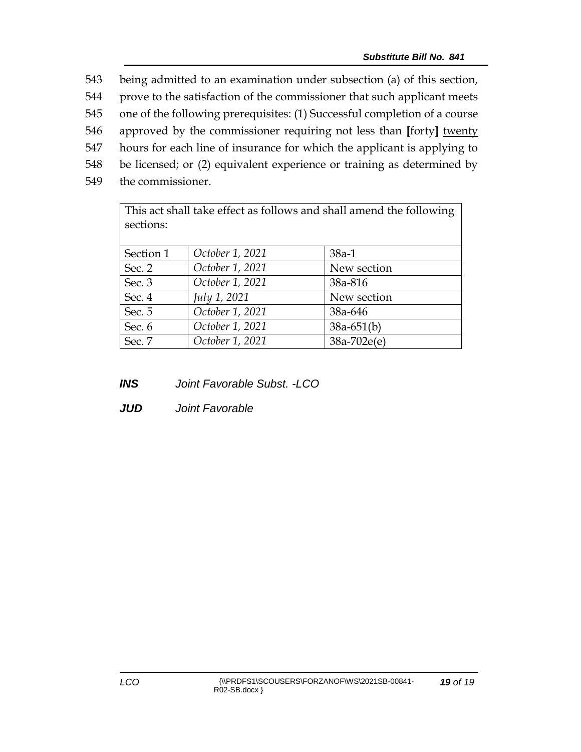543 being admitted to an examination under subsection (a) of this section,
544 prove to the satisfaction of the commissioner that such applicant meets
545 one of the following prerequisites: (1) Successful completion of a course
546 approved by the commissioner requiring not less than **[**forty**]** <u>twenty</u>
547 hours for each line of insurance for which the applicant is applying to
548 be licensed; or (2) equivalent experience or training as determined by
549 the commissioner.

| This act shall take effect as follows and shall amend the following sections: | | |
|---|---|---|
| Section 1 | *October 1, 2021* | 38a-1 |
| Sec. 2 | *October 1, 2021* | New section |
| Sec. 3 | *October 1, 2021* | 38a-816 |
| Sec. 4 | *July 1, 2021* | New section |
| Sec. 5 | *October 1, 2021* | 38a-646 |
| Sec. 6 | *October 1, 2021* | 38a-651(b) |
| Sec. 7 | *October 1, 2021* | 38a-702e(e) |

***INS*** *Joint Favorable Subst. -LCO*

***JUD*** *Joint Favorable*